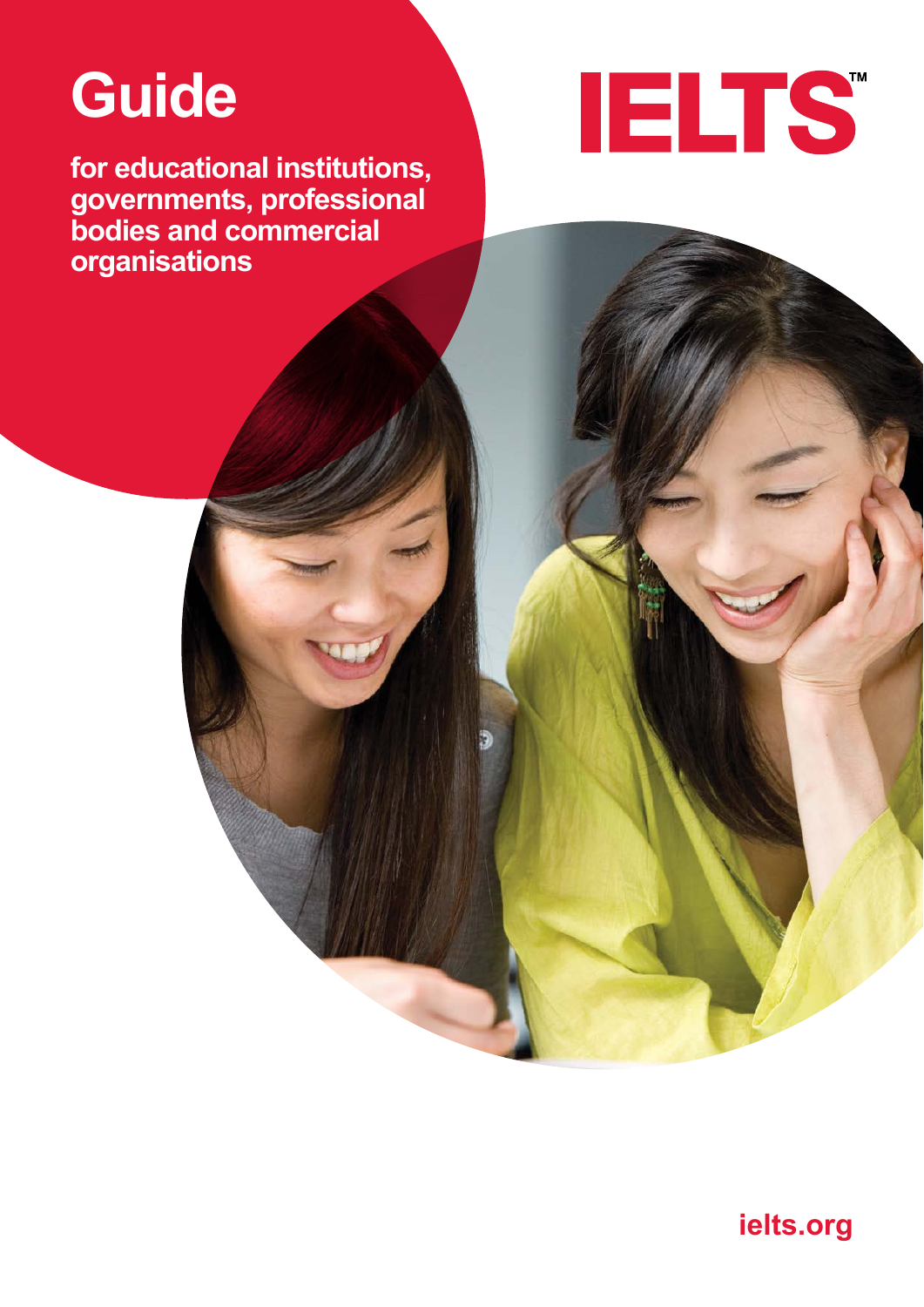# Guide

**for educational institutions, governments, professional bodies and commercial organisations**

IELTS™

ielts.org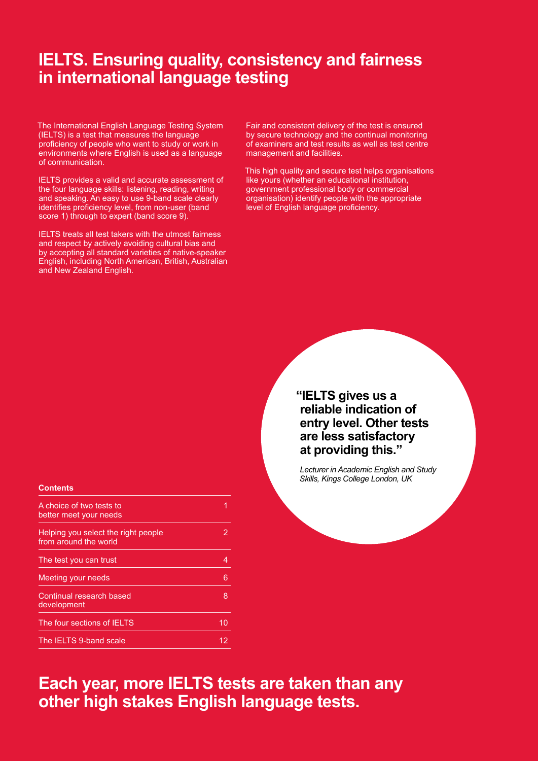# IELTS. Ensuring quality, consistency and fairness in international language testing

The International English Language Testing System (IELTS) is a test that measures the language proficiency of people who want to study or work in environments where English is used as a language of communication.

IELTS provides a valid and accurate assessment of the four language skills: listening, reading, writing and speaking. An easy to use 9-band scale clearly identifies proficiency level, from non-user (band score 1) through to expert (band score 9).

IELTS treats all test takers with the utmost fairness and respect by actively avoiding cultural bias and by accepting all standard varieties of native-speaker English, including North American, British, Australian and New Zealand English.

Fair and consistent delivery of the test is ensured by secure technology and the continual monitoring of examiners and test results as well as test centre management and facilities.

This high quality and secure test helps organisations like yours (whether an educational institution, government professional body or commercial organisation) identify people with the appropriate level of English language proficiency.

**"IELTS gives us a reliable indication of entry level. Other tests are less satisfactory at providing this."**

*Lecturer in Academic English and Study Skills, Kings College London, UK*

**Contents**

| | |
|---|---|
| A choice of two tests to better meet your needs | 1 |
| Helping you select the right people from around the world | 2 |
| The test you can trust | 4 |
| Meeting your needs | 6 |
| Continual research based development | 8 |
| The four sections of IELTS | 10 |
| The IELTS 9-band scale | 12 |

## Each year, more IELTS tests are taken than any other high stakes English language tests.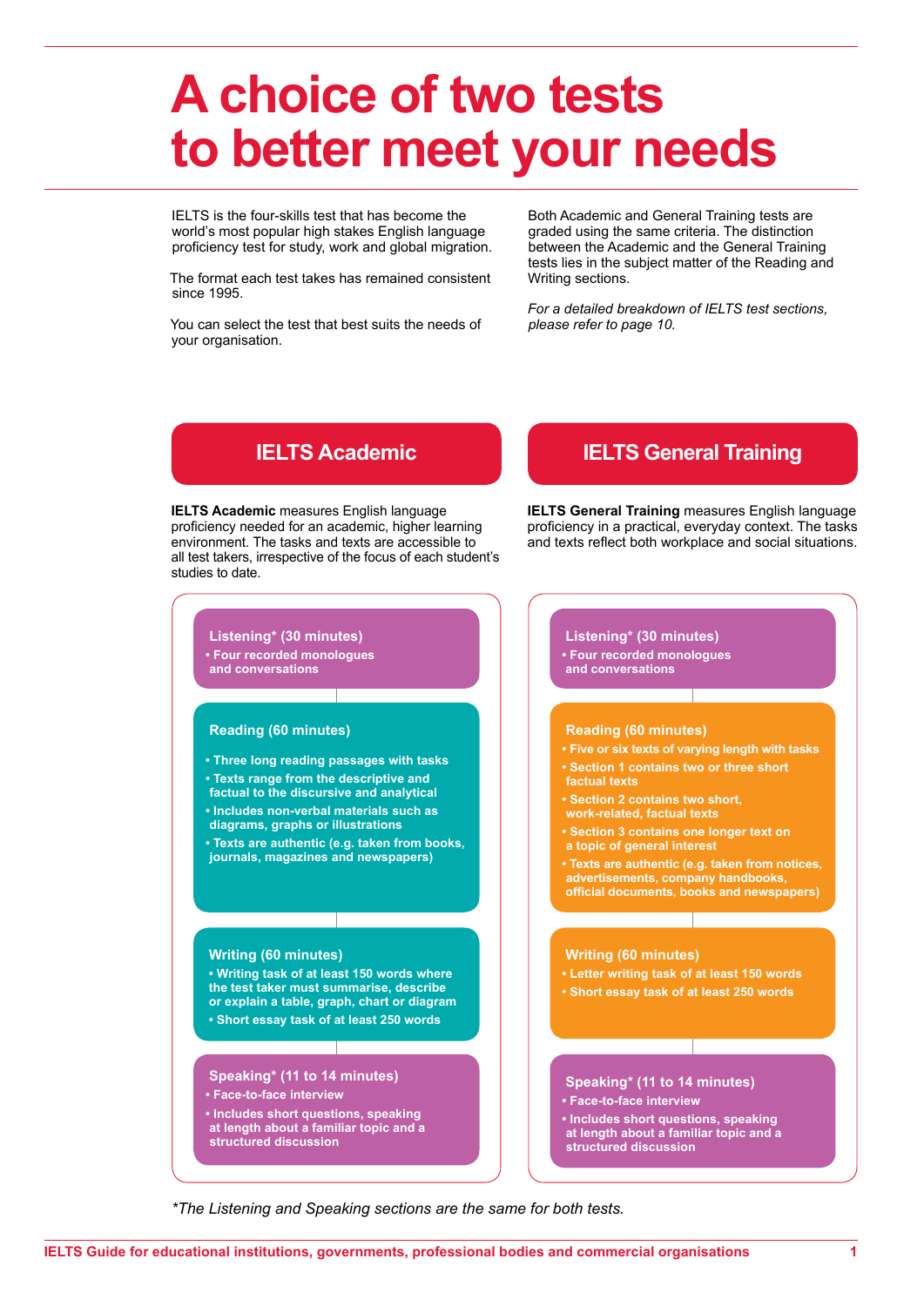# A choice of two tests to better meet your needs

IELTS is the four-skills test that has become the world's most popular high stakes English language proficiency test for study, work and global migration.

The format each test takes has remained consistent since 1995.

You can select the test that best suits the needs of your organisation.

Both Academic and General Training tests are graded using the same criteria. The distinction between the Academic and the General Training tests lies in the subject matter of the Reading and Writing sections.

*For a detailed breakdown of IELTS test sections, please refer to page 10.*

## IELTS Academic

**IELTS Academic** measures English language proficiency needed for an academic, higher learning environment. The tasks and texts are accessible to all test takers, irrespective of the focus of each student's studies to date.

**Listening* (30 minutes)**

- Four recorded monologues and conversations

**Reading (60 minutes)**

- Three long reading passages with tasks
- Texts range from the descriptive and factual to the discursive and analytical
- Includes non-verbal materials such as diagrams, graphs or illustrations
- Texts are authentic (e.g. taken from books, journals, magazines and newspapers)

**Writing (60 minutes)**

- Writing task of at least 150 words where the test taker must summarise, describe or explain a table, graph, chart or diagram
- Short essay task of at least 250 words

**Speaking* (11 to 14 minutes)**

- Face-to-face interview
- Includes short questions, speaking at length about a familiar topic and a structured discussion

## IELTS General Training

**IELTS General Training** measures English language proficiency in a practical, everyday context. The tasks and texts reflect both workplace and social situations.

**Listening* (30 minutes)**

- Four recorded monologues and conversations

**Reading (60 minutes)**

- Five or six texts of varying length with tasks
- Section 1 contains two or three short factual texts
- Section 2 contains two short, work-related, factual texts
- Section 3 contains one longer text on a topic of general interest
- Texts are authentic (e.g. taken from notices, advertisements, company handbooks, official documents, books and newspapers)

**Writing (60 minutes)**

- Letter writing task of at least 150 words
- Short essay task of at least 250 words

**Speaking* (11 to 14 minutes)**

- Face-to-face interview
- Includes short questions, speaking at length about a familiar topic and a structured discussion

*\*The Listening and Speaking sections are the same for both tests.*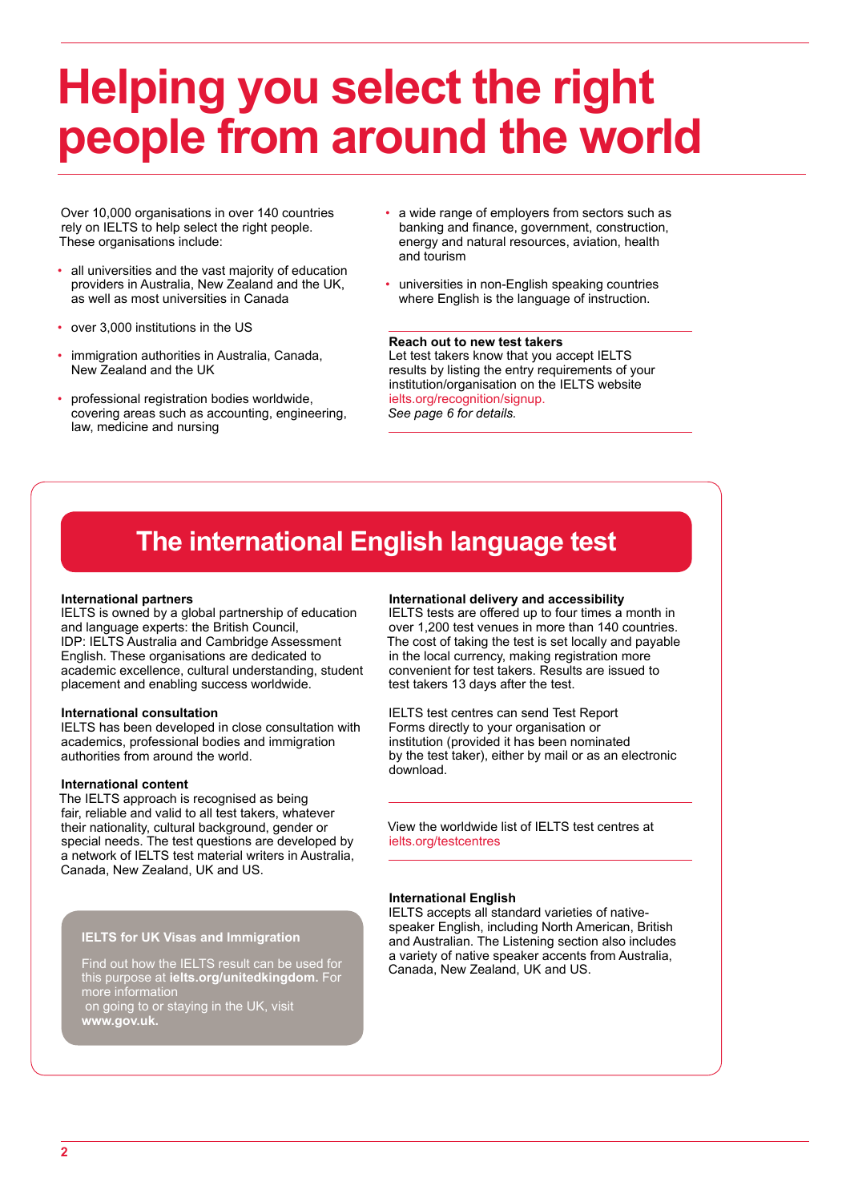# Helping you select the right people from around the world

Over 10,000 organisations in over 140 countries rely on IELTS to help select the right people. These organisations include:

- all universities and the vast majority of education providers in Australia, New Zealand and the UK, as well as most universities in Canada
- over 3,000 institutions in the US
- immigration authorities in Australia, Canada, New Zealand and the UK
- professional registration bodies worldwide, covering areas such as accounting, engineering, law, medicine and nursing
- a wide range of employers from sectors such as banking and finance, government, construction, energy and natural resources, aviation, health and tourism
- universities in non-English speaking countries where English is the language of instruction.

**Reach out to new test takers**
Let test takers know that you accept IELTS results by listing the entry requirements of your institution/organisation on the IELTS website ielts.org/recognition/signup.
*See page 6 for details.*

## The international English language test

**International partners**
IELTS is owned by a global partnership of education and language experts: the British Council, IDP: IELTS Australia and Cambridge Assessment English. These organisations are dedicated to academic excellence, cultural understanding, student placement and enabling success worldwide.

**International consultation**
IELTS has been developed in close consultation with academics, professional bodies and immigration authorities from around the world.

**International content**
The IELTS approach is recognised as being fair, reliable and valid to all test takers, whatever their nationality, cultural background, gender or special needs. The test questions are developed by a network of IELTS test material writers in Australia, Canada, New Zealand, UK and US.

**IELTS for UK Visas and Immigration**

Find out how the IELTS result can be used for this purpose at **ielts.org/unitedkingdom.** For more information on going to or staying in the UK, visit **www.gov.uk.**

**International delivery and accessibility**
IELTS tests are offered up to four times a month in over 1,200 test venues in more than 140 countries. The cost of taking the test is set locally and payable in the local currency, making registration more convenient for test takers. Results are issued to test takers 13 days after the test.

IELTS test centres can send Test Report Forms directly to your organisation or institution (provided it has been nominated by the test taker), either by mail or as an electronic download.

View the worldwide list of IELTS test centres at ielts.org/testcentres

**International English**
IELTS accepts all standard varieties of native-speaker English, including North American, British and Australian. The Listening section also includes a variety of native speaker accents from Australia, Canada, New Zealand, UK and US.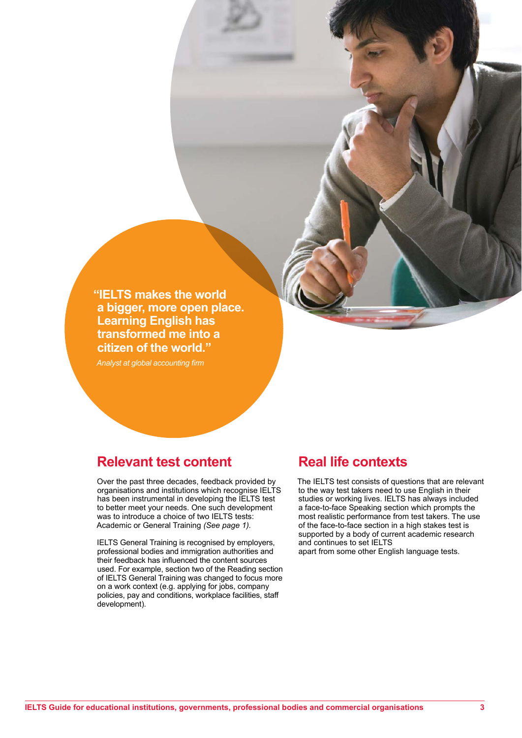> **"IELTS makes the world a bigger, more open place. Learning English has transformed me into a citizen of the world."**
>
> *Analyst at global accounting firm*

## Relevant test content

Over the past three decades, feedback provided by organisations and institutions which recognise IELTS has been instrumental in developing the IELTS test to better meet your needs. One such development was to introduce a choice of two IELTS tests: Academic or General Training *(See page 1).*

IELTS General Training is recognised by employers, professional bodies and immigration authorities and their feedback has influenced the content sources used. For example, section two of the Reading section of IELTS General Training was changed to focus more on a work context (e.g. applying for jobs, company policies, pay and conditions, workplace facilities, staff development).

## Real life contexts

The IELTS test consists of questions that are relevant to the way test takers need to use English in their studies or working lives. IELTS has always included a face-to-face Speaking section which prompts the most realistic performance from test takers. The use of the face-to-face section in a high stakes test is supported by a body of current academic research and continues to set IELTS apart from some other English language tests.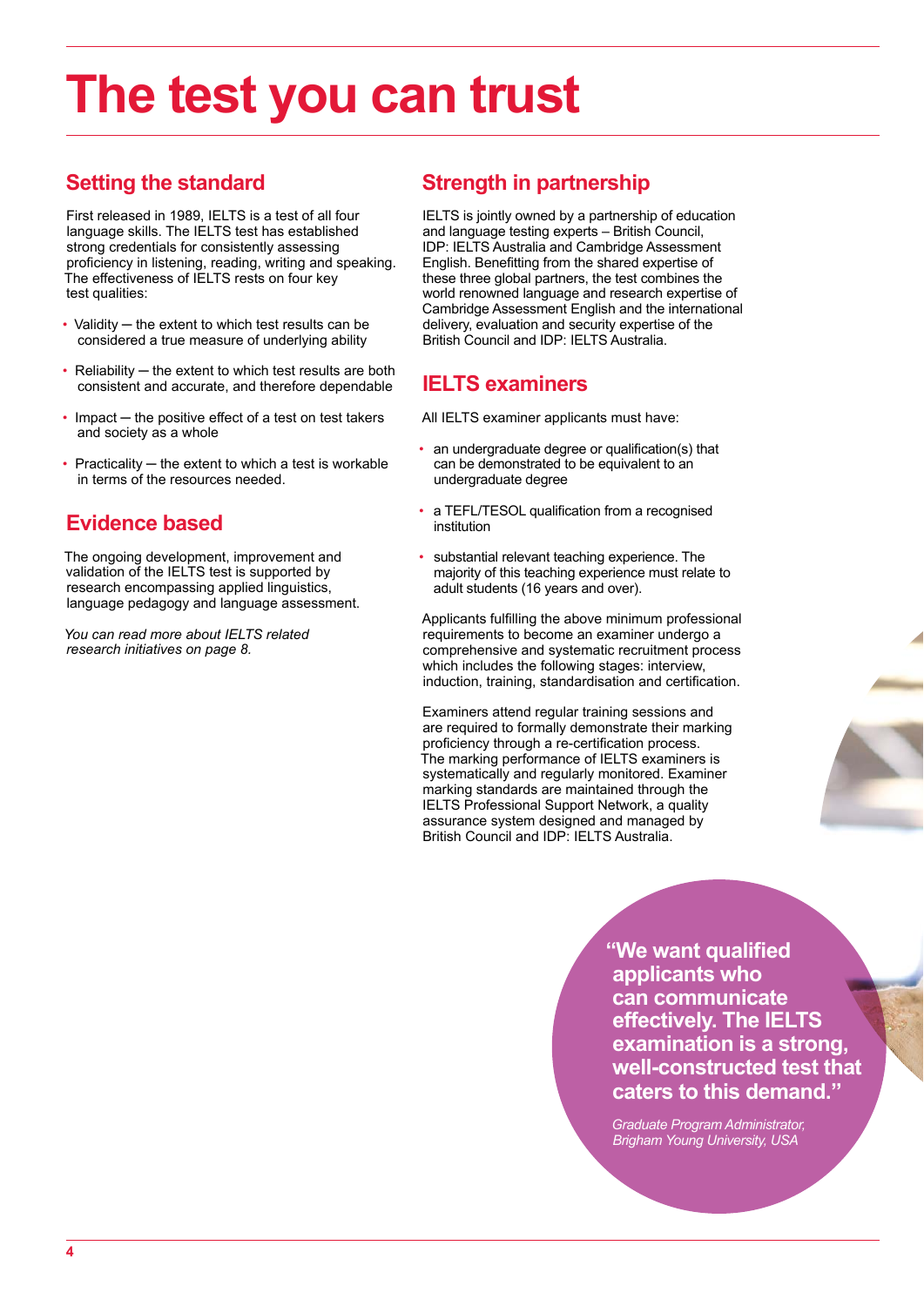# The test you can trust

## Setting the standard

First released in 1989, IELTS is a test of all four language skills. The IELTS test has established strong credentials for consistently assessing proficiency in listening, reading, writing and speaking. The effectiveness of IELTS rests on four key test qualities:

- Validity – the extent to which test results can be considered a true measure of underlying ability
- Reliability – the extent to which test results are both consistent and accurate, and therefore dependable
- Impact – the positive effect of a test on test takers and society as a whole
- Practicality – the extent to which a test is workable in terms of the resources needed.

## Evidence based

The ongoing development, improvement and validation of the IELTS test is supported by research encompassing applied linguistics, language pedagogy and language assessment.

*You can read more about IELTS related research initiatives on page 8.*

## Strength in partnership

IELTS is jointly owned by a partnership of education and language testing experts – British Council, IDP: IELTS Australia and Cambridge Assessment English. Benefitting from the shared expertise of these three global partners, the test combines the world renowned language and research expertise of Cambridge Assessment English and the international delivery, evaluation and security expertise of the British Council and IDP: IELTS Australia.

## IELTS examiners

All IELTS examiner applicants must have:

- an undergraduate degree or qualification(s) that can be demonstrated to be equivalent to an undergraduate degree
- a TEFL/TESOL qualification from a recognised institution
- substantial relevant teaching experience. The majority of this teaching experience must relate to adult students (16 years and over).

Applicants fulfilling the above minimum professional requirements to become an examiner undergo a comprehensive and systematic recruitment process which includes the following stages: interview, induction, training, standardisation and certification.

Examiners attend regular training sessions and are required to formally demonstrate their marking proficiency through a re-certification process. The marking performance of IELTS examiners is systematically and regularly monitored. Examiner marking standards are maintained through the IELTS Professional Support Network, a quality assurance system designed and managed by British Council and IDP: IELTS Australia.

**"We want qualified applicants who can communicate effectively. The IELTS examination is a strong, well-constructed test that caters to this demand."**

*Graduate Program Administrator, Brigham Young University, USA*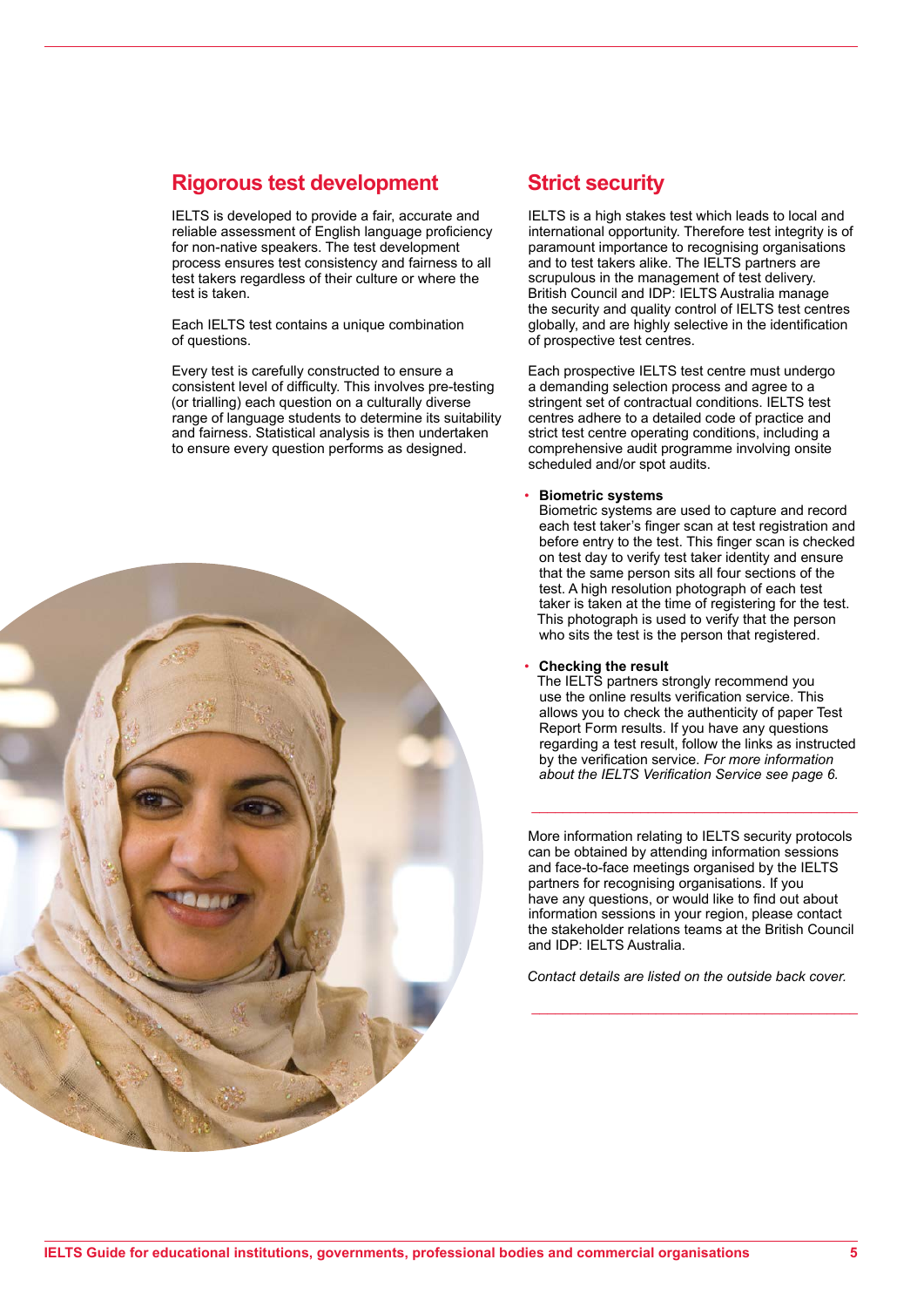## Rigorous test development

IELTS is developed to provide a fair, accurate and reliable assessment of English language proficiency for non-native speakers. The test development process ensures test consistency and fairness to all test takers regardless of their culture or where the test is taken.

Each IELTS test contains a unique combination of questions.

Every test is carefully constructed to ensure a consistent level of difficulty. This involves pre-testing (or trialling) each question on a culturally diverse range of language students to determine its suitability and fairness. Statistical analysis is then undertaken to ensure every question performs as designed.

## Strict security

IELTS is a high stakes test which leads to local and international opportunity. Therefore test integrity is of paramount importance to recognising organisations and to test takers alike. The IELTS partners are scrupulous in the management of test delivery. British Council and IDP: IELTS Australia manage the security and quality control of IELTS test centres globally, and are highly selective in the identification of prospective test centres.

Each prospective IELTS test centre must undergo a demanding selection process and agree to a stringent set of contractual conditions. IELTS test centres adhere to a detailed code of practice and strict test centre operating conditions, including a comprehensive audit programme involving onsite scheduled and/or spot audits.

- **Biometric systems**
  Biometric systems are used to capture and record each test taker's finger scan at test registration and before entry to the test. This finger scan is checked on test day to verify test taker identity and ensure that the same person sits all four sections of the test. A high resolution photograph of each test taker is taken at the time of registering for the test. This photograph is used to verify that the person who sits the test is the person that registered.

- **Checking the result**
  The IELTS partners strongly recommend you use the online results verification service. This allows you to check the authenticity of paper Test Report Form results. If you have any questions regarding a test result, follow the links as instructed by the verification service. *For more information about the IELTS Verification Service see page 6.*

---

More information relating to IELTS security protocols can be obtained by attending information sessions and face-to-face meetings organised by the IELTS partners for recognising organisations. If you have any questions, or would like to find out about information sessions in your region, please contact the stakeholder relations teams at the British Council and IDP: IELTS Australia.

*Contact details are listed on the outside back cover.*

---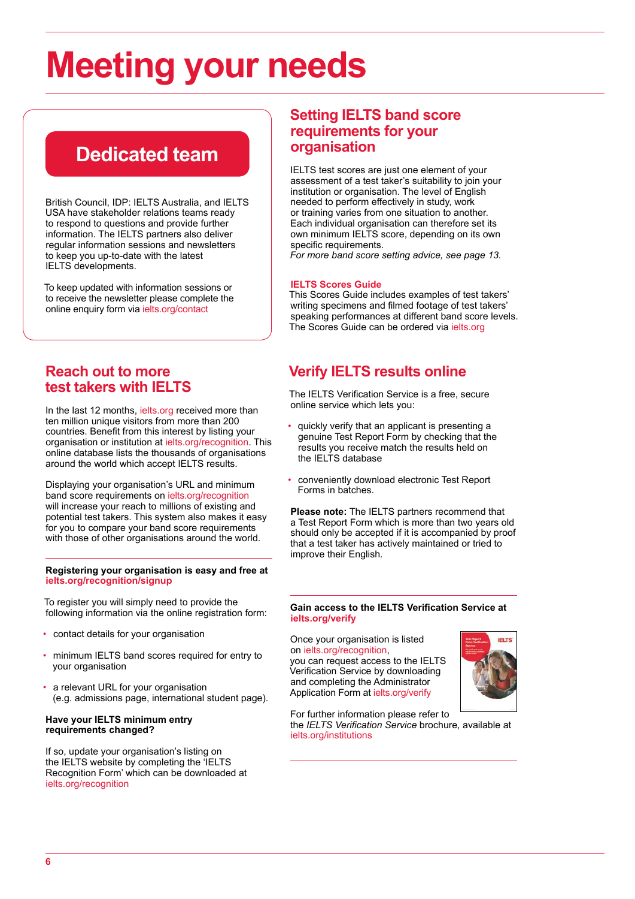# Meeting your needs

## Dedicated team

British Council, IDP: IELTS Australia, and IELTS USA have stakeholder relations teams ready to respond to questions and provide further information. The IELTS partners also deliver regular information sessions and newsletters to keep you up-to-date with the latest IELTS developments.

To keep updated with information sessions or to receive the newsletter please complete the online enquiry form via ielts.org/contact

## Setting IELTS band score requirements for your organisation

IELTS test scores are just one element of your assessment of a test taker's suitability to join your institution or organisation. The level of English needed to perform effectively in study, work or training varies from one situation to another. Each individual organisation can therefore set its own minimum IELTS score, depending on its own specific requirements.
*For more band score setting advice, see page 13.*

**IELTS Scores Guide**
This Scores Guide includes examples of test takers' writing specimens and filmed footage of test takers' speaking performances at different band score levels. The Scores Guide can be ordered via ielts.org

## Reach out to more test takers with IELTS

In the last 12 months, ielts.org received more than ten million unique visitors from more than 200 countries. Benefit from this interest by listing your organisation or institution at ielts.org/recognition. This online database lists the thousands of organisations around the world which accept IELTS results.

Displaying your organisation's URL and minimum band score requirements on ielts.org/recognition will increase your reach to millions of existing and potential test takers. This system also makes it easy for you to compare your band score requirements with those of other organisations around the world.

**Registering your organisation is easy and free at ielts.org/recognition/signup**

To register you will simply need to provide the following information via the online registration form:

- contact details for your organisation
- minimum IELTS band scores required for entry to your organisation
- a relevant URL for your organisation (e.g. admissions page, international student page).

**Have your IELTS minimum entry requirements changed?**

If so, update your organisation's listing on the IELTS website by completing the 'IELTS Recognition Form' which can be downloaded at ielts.org/recognition

## Verify IELTS results online

The IELTS Verification Service is a free, secure online service which lets you:

- quickly verify that an applicant is presenting a genuine Test Report Form by checking that the results you receive match the results held on the IELTS database
- conveniently download electronic Test Report Forms in batches.

**Please note:** The IELTS partners recommend that a Test Report Form which is more than two years old should only be accepted if it is accompanied by proof that a test taker has actively maintained or tried to improve their English.

**Gain access to the IELTS Verification Service at ielts.org/verify**

Once your organisation is listed on ielts.org/recognition, you can request access to the IELTS Verification Service by downloading and completing the Administrator Application Form at ielts.org/verify

For further information please refer to the *IELTS Verification Service* brochure, available at ielts.org/institutions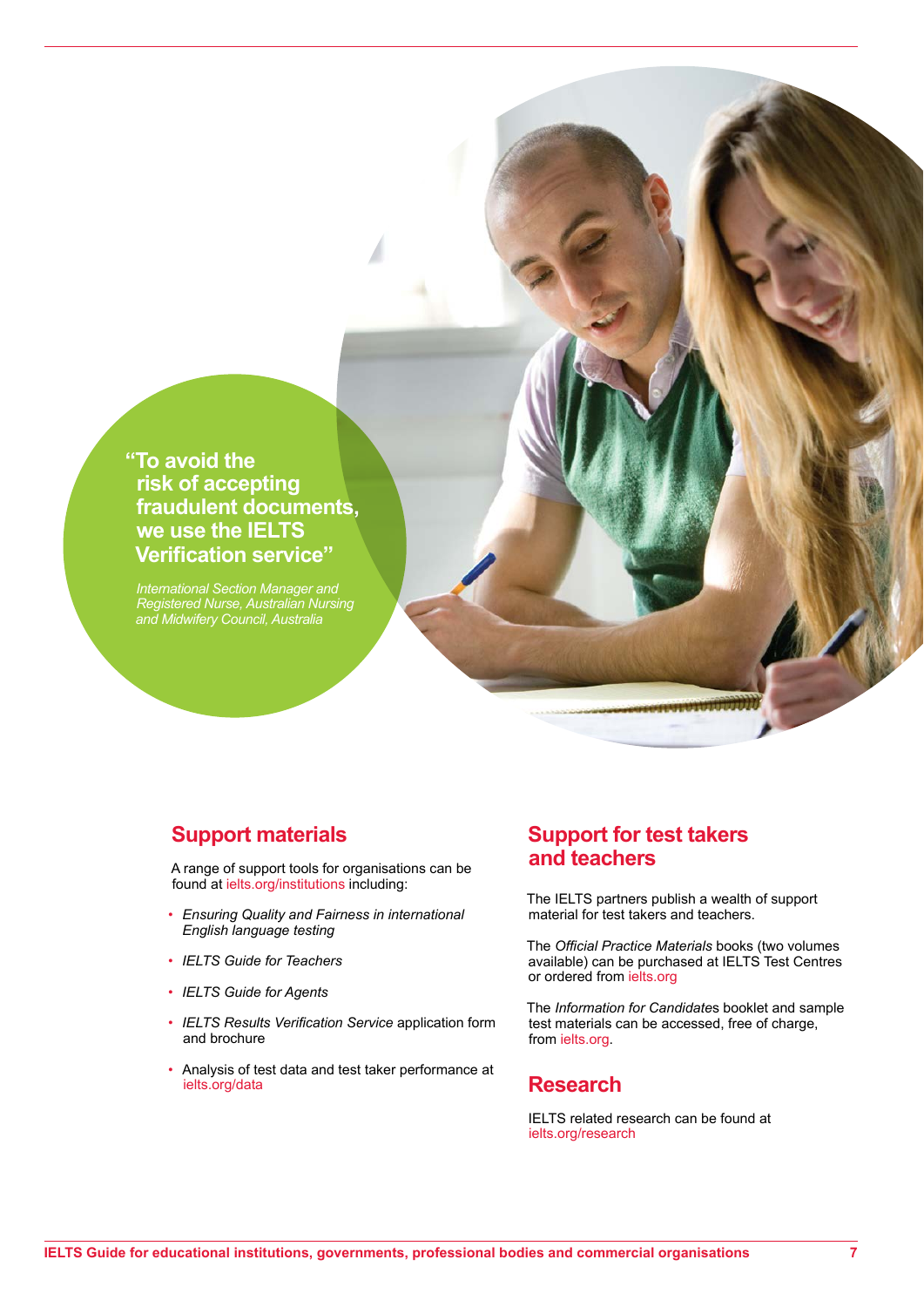> **"To avoid the risk of accepting fraudulent documents, we use the IELTS Verification service"**
>
> *International Section Manager and Registered Nurse, Australian Nursing and Midwifery Council, Australia*

## Support materials

A range of support tools for organisations can be found at ielts.org/institutions including:

- *Ensuring Quality and Fairness in international English language testing*
- *IELTS Guide for Teachers*
- *IELTS Guide for Agents*
- *IELTS Results Verification Service* application form and brochure
- Analysis of test data and test taker performance at ielts.org/data

## Support for test takers and teachers

The IELTS partners publish a wealth of support material for test takers and teachers.

The *Official Practice Materials* books (two volumes available) can be purchased at IELTS Test Centres or ordered from ielts.org

The *Information for Candidates* booklet and sample test materials can be accessed, free of charge, from ielts.org.

## Research

IELTS related research can be found at ielts.org/research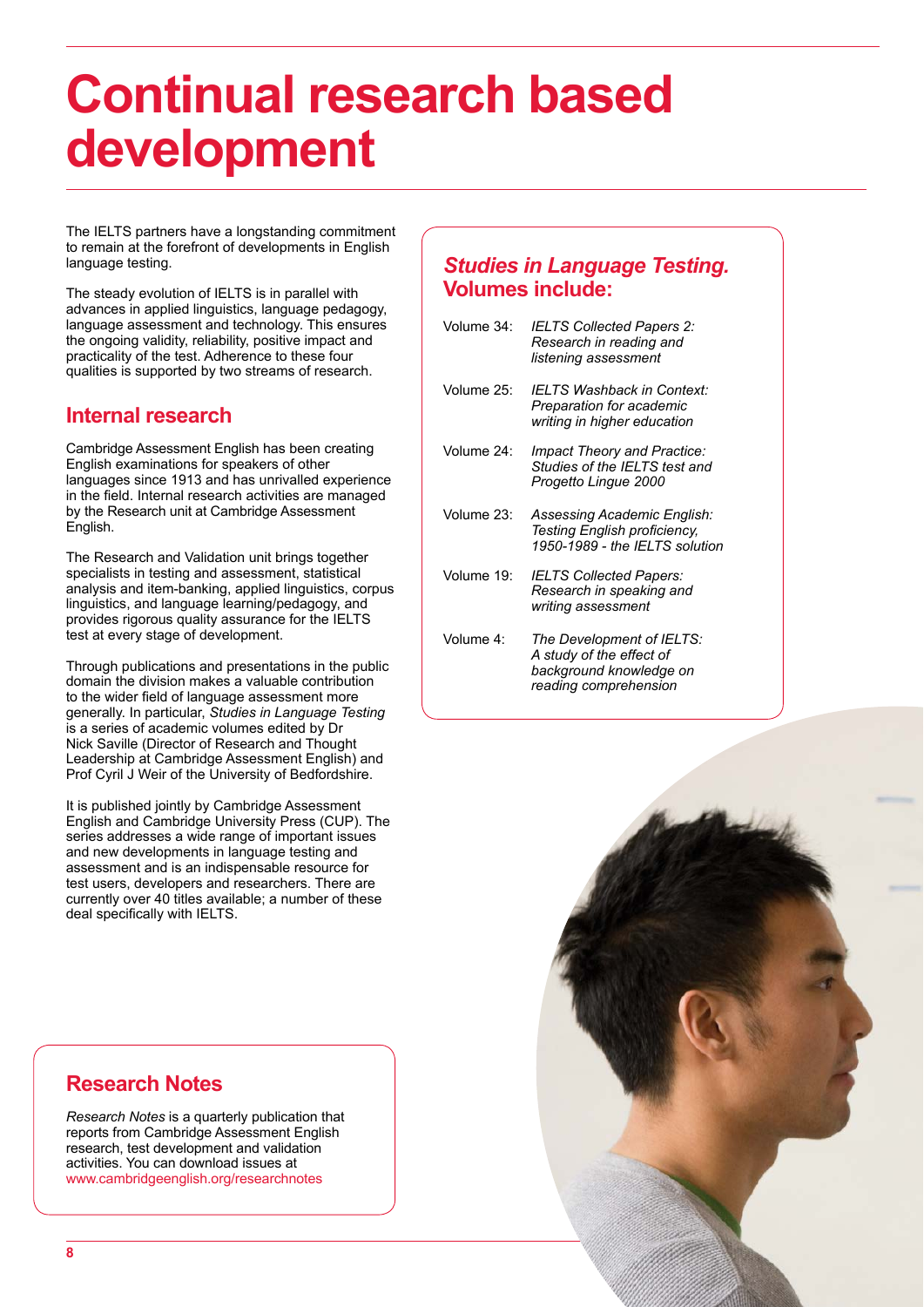# Continual research based development

The IELTS partners have a longstanding commitment to remain at the forefront of developments in English language testing.

The steady evolution of IELTS is in parallel with advances in applied linguistics, language pedagogy, language assessment and technology. This ensures the ongoing validity, reliability, positive impact and practicality of the test. Adherence to these four qualities is supported by two streams of research.

## Internal research

Cambridge Assessment English has been creating English examinations for speakers of other languages since 1913 and has unrivalled experience in the field. Internal research activities are managed by the Research unit at Cambridge Assessment English.

The Research and Validation unit brings together specialists in testing and assessment, statistical analysis and item-banking, applied linguistics, corpus linguistics, and language learning/pedagogy, and provides rigorous quality assurance for the IELTS test at every stage of development.

Through publications and presentations in the public domain the division makes a valuable contribution to the wider field of language assessment more generally. In particular, *Studies in Language Testing* is a series of academic volumes edited by Dr Nick Saville (Director of Research and Thought Leadership at Cambridge Assessment English) and Prof Cyril J Weir of the University of Bedfordshire.

It is published jointly by Cambridge Assessment English and Cambridge University Press (CUP). The series addresses a wide range of important issues and new developments in language testing and assessment and is an indispensable resource for test users, developers and researchers. There are currently over 40 titles available; a number of these deal specifically with IELTS.

## *Studies in Language Testing.* Volumes include:

| | |
|---|---|
| Volume 34: | *IELTS Collected Papers 2: Research in reading and listening assessment* |
| Volume 25: | *IELTS Washback in Context: Preparation for academic writing in higher education* |
| Volume 24: | *Impact Theory and Practice: Studies of the IELTS test and Progetto Lingue 2000* |
| Volume 23: | *Assessing Academic English: Testing English proficiency, 1950-1989 - the IELTS solution* |
| Volume 19: | *IELTS Collected Papers: Research in speaking and writing assessment* |
| Volume 4: | *The Development of IELTS: A study of the effect of background knowledge on reading comprehension* |

## Research Notes

*Research Notes* is a quarterly publication that reports from Cambridge Assessment English research, test development and validation activities. You can download issues at www.cambridgeenglish.org/researchnotes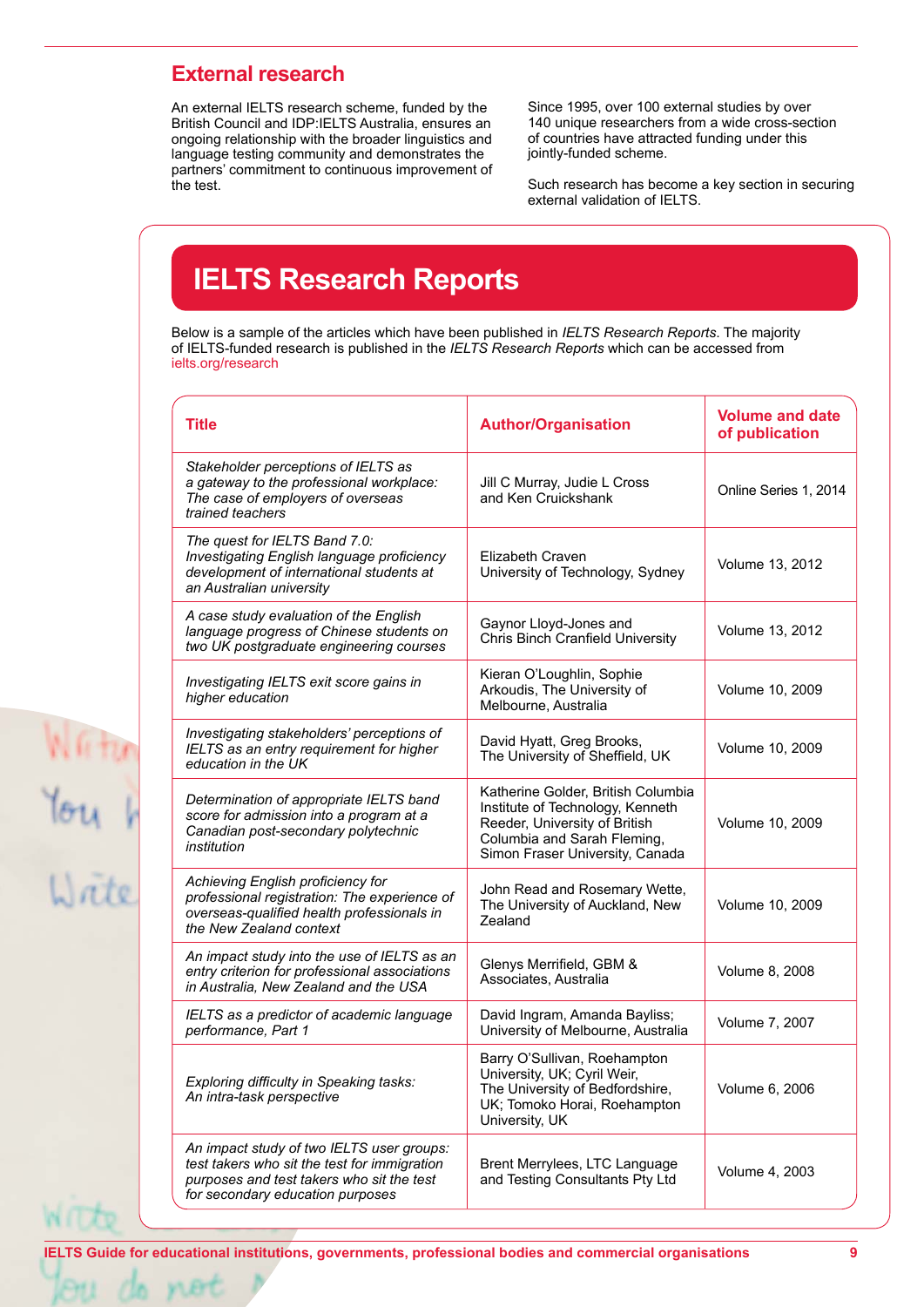## External research

An external IELTS research scheme, funded by the British Council and IDP:IELTS Australia, ensures an ongoing relationship with the broader linguistics and language testing community and demonstrates the partners' commitment to continuous improvement of the test.

Since 1995, over 100 external studies by over 140 unique researchers from a wide cross-section of countries have attracted funding under this jointly-funded scheme.

Such research has become a key section in securing external validation of IELTS.

## IELTS Research Reports

Below is a sample of the articles which have been published in *IELTS Research Reports*. The majority of IELTS-funded research is published in the *IELTS Research Reports* which can be accessed from ielts.org/research

| Title | Author/Organisation | Volume and date of publication |
|---|---|---|
| *Stakeholder perceptions of IELTS as a gateway to the professional workplace: The case of employers of overseas trained teachers* | Jill C Murray, Judie L Cross and Ken Cruickshank | Online Series 1, 2014 |
| *The quest for IELTS Band 7.0: Investigating English language proficiency development of international students at an Australian university* | Elizabeth Craven University of Technology, Sydney | Volume 13, 2012 |
| *A case study evaluation of the English language progress of Chinese students on two UK postgraduate engineering courses* | Gaynor Lloyd-Jones and Chris Binch Cranfield University | Volume 13, 2012 |
| *Investigating IELTS exit score gains in higher education* | Kieran O'Loughlin, Sophie Arkoudis, The University of Melbourne, Australia | Volume 10, 2009 |
| *Investigating stakeholders' perceptions of IELTS as an entry requirement for higher education in the UK* | David Hyatt, Greg Brooks, The University of Sheffield, UK | Volume 10, 2009 |
| *Determination of appropriate IELTS band score for admission into a program at a Canadian post-secondary polytechnic institution* | Katherine Golder, British Columbia Institute of Technology, Kenneth Reeder, University of British Columbia and Sarah Fleming, Simon Fraser University, Canada | Volume 10, 2009 |
| *Achieving English proficiency for professional registration: The experience of overseas-qualified health professionals in the New Zealand context* | John Read and Rosemary Wette, The University of Auckland, New Zealand | Volume 10, 2009 |
| *An impact study into the use of IELTS as an entry criterion for professional associations in Australia, New Zealand and the USA* | Glenys Merrifield, GBM & Associates, Australia | Volume 8, 2008 |
| *IELTS as a predictor of academic language performance, Part 1* | David Ingram, Amanda Bayliss; University of Melbourne, Australia | Volume 7, 2007 |
| *Exploring difficulty in Speaking tasks: An intra-task perspective* | Barry O'Sullivan, Roehampton University, UK; Cyril Weir, The University of Bedfordshire, UK; Tomoko Horai, Roehampton University, UK | Volume 6, 2006 |
| *An impact study of two IELTS user groups: test takers who sit the test for immigration purposes and test takers who sit the test for secondary education purposes* | Brent Merrylees, LTC Language and Testing Consultants Pty Ltd | Volume 4, 2003 |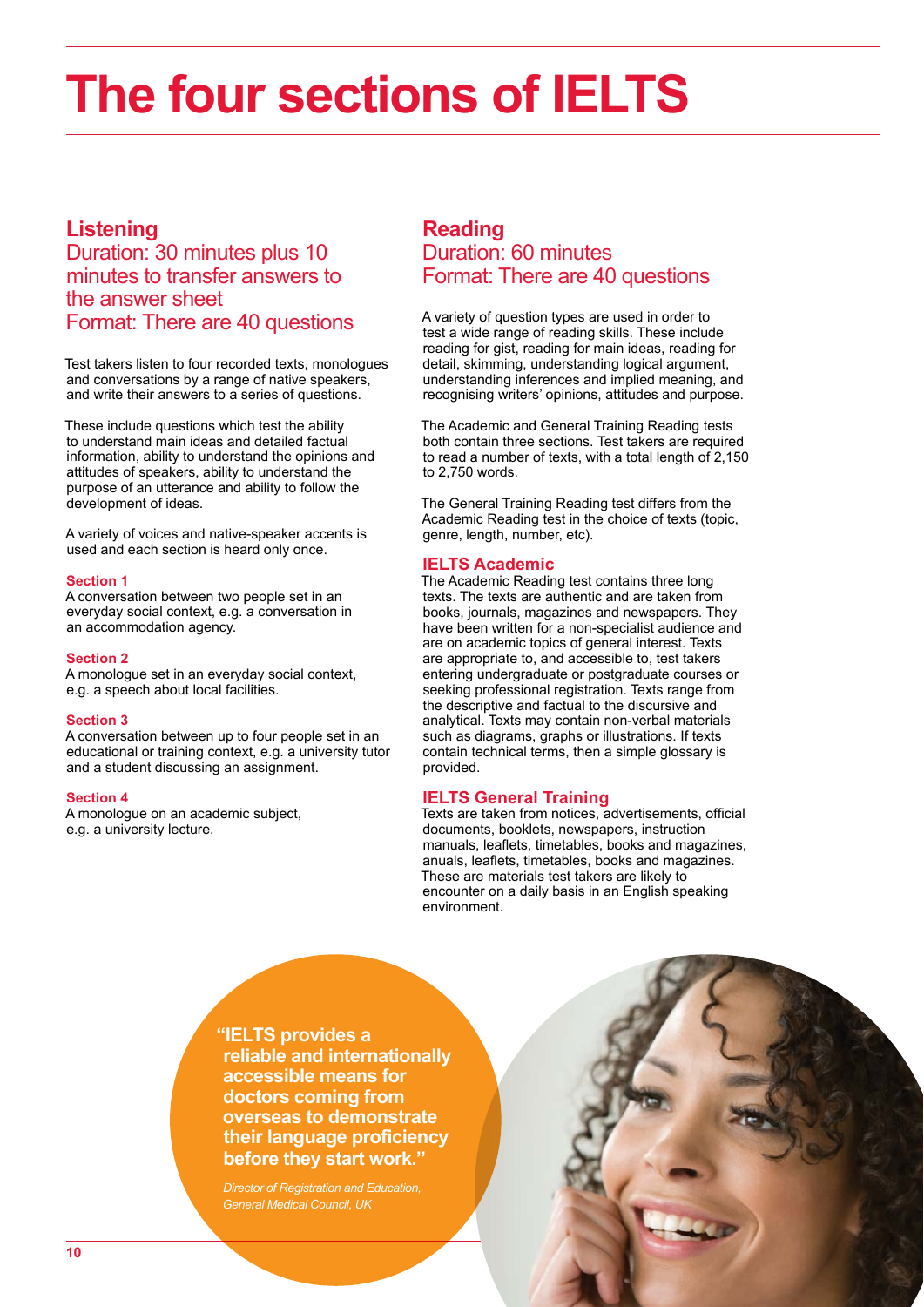# The four sections of IELTS

## Listening

### Duration: 30 minutes plus 10 minutes to transfer answers to the answer sheet
### Format: There are 40 questions

Test takers listen to four recorded texts, monologues and conversations by a range of native speakers, and write their answers to a series of questions.

These include questions which test the ability to understand main ideas and detailed factual information, ability to understand the opinions and attitudes of speakers, ability to understand the purpose of an utterance and ability to follow the development of ideas.

A variety of voices and native-speaker accents is used and each section is heard only once.

**Section 1**
A conversation between two people set in an everyday social context, e.g. a conversation in an accommodation agency.

**Section 2**
A monologue set in an everyday social context, e.g. a speech about local facilities.

**Section 3**
A conversation between up to four people set in an educational or training context, e.g. a university tutor and a student discussing an assignment.

**Section 4**
A monologue on an academic subject, e.g. a university lecture.

## Reading

### Duration: 60 minutes
### Format: There are 40 questions

A variety of question types are used in order to test a wide range of reading skills. These include reading for gist, reading for main ideas, reading for detail, skimming, understanding logical argument, understanding inferences and implied meaning, and recognising writers' opinions, attitudes and purpose.

The Academic and General Training Reading tests both contain three sections. Test takers are required to read a number of texts, with a total length of 2,150 to 2,750 words.

The General Training Reading test differs from the Academic Reading test in the choice of texts (topic, genre, length, number, etc).

### IELTS Academic

The Academic Reading test contains three long texts. The texts are authentic and are taken from books, journals, magazines and newspapers. They have been written for a non-specialist audience and are on academic topics of general interest. Texts are appropriate to, and accessible to, test takers entering undergraduate or postgraduate courses or seeking professional registration. Texts range from the descriptive and factual to the discursive and analytical. Texts may contain non-verbal materials such as diagrams, graphs or illustrations. If texts contain technical terms, then a simple glossary is provided.

### IELTS General Training

Texts are taken from notices, advertisements, official documents, booklets, newspapers, instruction manuals, leaflets, timetables, books and magazines, anuals, leaflets, timetables, books and magazines. These are materials test takers are likely to encounter on a daily basis in an English speaking environment.

**"IELTS provides a reliable and internationally accessible means for doctors coming from overseas to demonstrate their language proficiency before they start work."**

*Director of Registration and Education, General Medical Council, UK*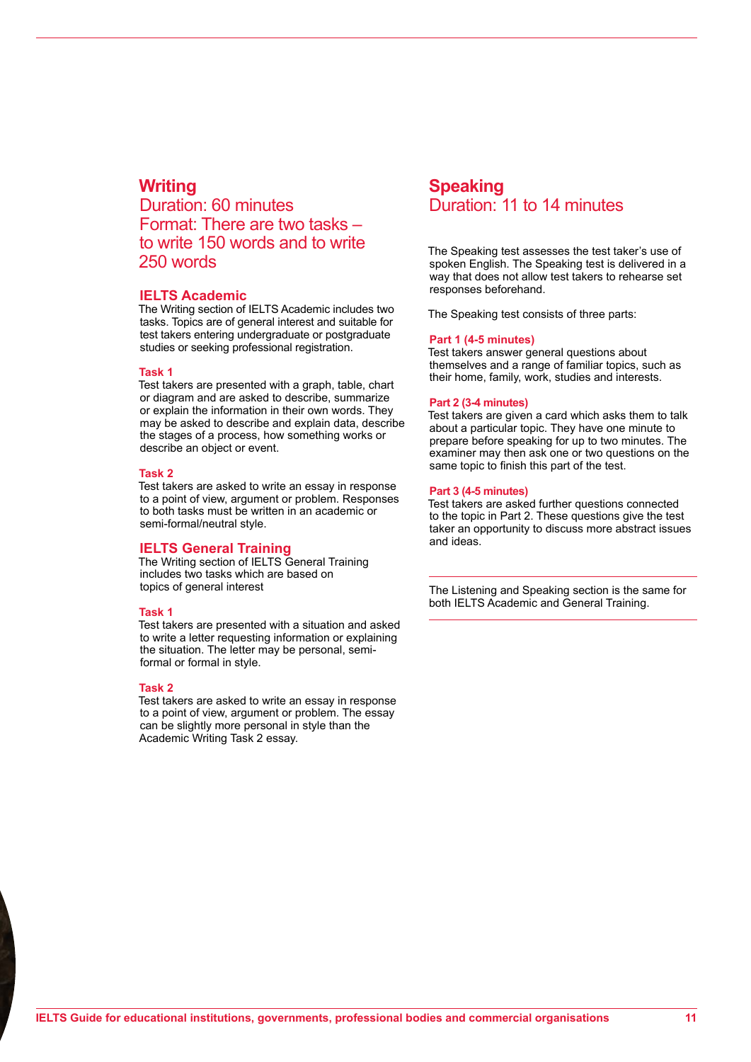## Writing

### Duration: 60 minutes
### Format: There are two tasks – to write 150 words and to write 250 words

### IELTS Academic

The Writing section of IELTS Academic includes two tasks. Topics are of general interest and suitable for test takers entering undergraduate or postgraduate studies or seeking professional registration.

#### Task 1

Test takers are presented with a graph, table, chart or diagram and are asked to describe, summarize or explain the information in their own words. They may be asked to describe and explain data, describe the stages of a process, how something works or describe an object or event.

#### Task 2

Test takers are asked to write an essay in response to a point of view, argument or problem. Responses to both tasks must be written in an academic or semi-formal/neutral style.

### IELTS General Training

The Writing section of IELTS General Training includes two tasks which are based on topics of general interest

#### Task 1

Test takers are presented with a situation and asked to write a letter requesting information or explaining the situation. The letter may be personal, semi-formal or formal in style.

#### Task 2

Test takers are asked to write an essay in response to a point of view, argument or problem. The essay can be slightly more personal in style than the Academic Writing Task 2 essay.

## Speaking

### Duration: 11 to 14 minutes

The Speaking test assesses the test taker's use of spoken English. The Speaking test is delivered in a way that does not allow test takers to rehearse set responses beforehand.

The Speaking test consists of three parts:

#### Part 1 (4-5 minutes)

Test takers answer general questions about themselves and a range of familiar topics, such as their home, family, work, studies and interests.

#### Part 2 (3-4 minutes)

Test takers are given a card which asks them to talk about a particular topic. They have one minute to prepare before speaking for up to two minutes. The examiner may then ask one or two questions on the same topic to finish this part of the test.

#### Part 3 (4-5 minutes)

Test takers are asked further questions connected to the topic in Part 2. These questions give the test taker an opportunity to discuss more abstract issues and ideas.

---

The Listening and Speaking section is the same for both IELTS Academic and General Training.

---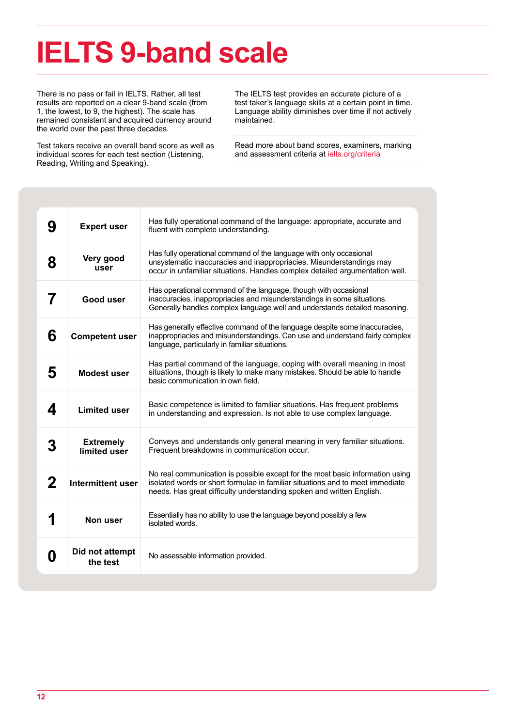# IELTS 9-band scale

There is no pass or fail in IELTS. Rather, all test results are reported on a clear 9-band scale (from 1, the lowest, to 9, the highest). The scale has remained consistent and acquired currency around the world over the past three decades.

Test takers receive an overall band score as well as individual scores for each test section (Listening, Reading, Writing and Speaking).

The IELTS test provides an accurate picture of a test taker's language skills at a certain point in time. Language ability diminishes over time if not actively maintained.

Read more about band scores, examiners, marking and assessment criteria at ielts.org/criteria

| Band | User | Description |
|---|---|---|
| 9 | **Expert user** | Has fully operational command of the language: appropriate, accurate and fluent with complete understanding. |
| 8 | **Very good user** | Has fully operational command of the language with only occasional unsystematic inaccuracies and inappropriacies. Misunderstandings may occur in unfamiliar situations. Handles complex detailed argumentation well. |
| 7 | **Good user** | Has operational command of the language, though with occasional inaccuracies, inappropriacies and misunderstandings in some situations. Generally handles complex language well and understands detailed reasoning. |
| 6 | **Competent user** | Has generally effective command of the language despite some inaccuracies, inappropriacies and misunderstandings. Can use and understand fairly complex language, particularly in familiar situations. |
| 5 | **Modest user** | Has partial command of the language, coping with overall meaning in most situations, though is likely to make many mistakes. Should be able to handle basic communication in own field. |
| 4 | **Limited user** | Basic competence is limited to familiar situations. Has frequent problems in understanding and expression. Is not able to use complex language. |
| 3 | **Extremely limited user** | Conveys and understands only general meaning in very familiar situations. Frequent breakdowns in communication occur. |
| 2 | **Intermittent user** | No real communication is possible except for the most basic information using isolated words or short formulae in familiar situations and to meet immediate needs. Has great difficulty understanding spoken and written English. |
| 1 | **Non user** | Essentially has no ability to use the language beyond possibly a few isolated words. |
| 0 | **Did not attempt the test** | No assessable information provided. |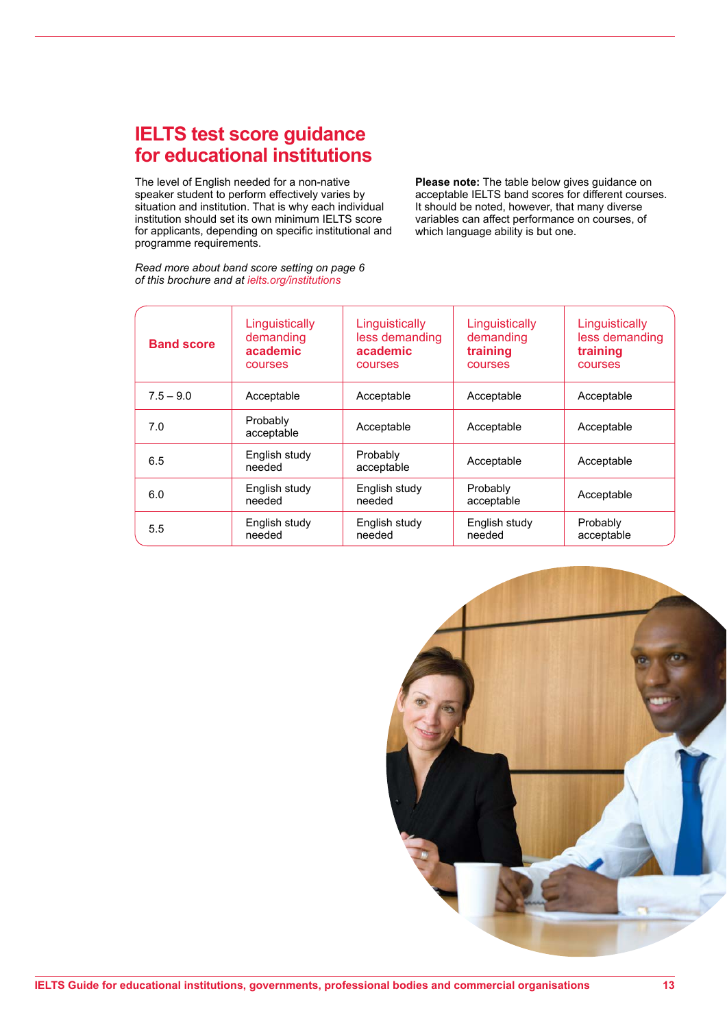## IELTS test score guidance for educational institutions

The level of English needed for a non-native speaker student to perform effectively varies by situation and institution. That is why each individual institution should set its own minimum IELTS score for applicants, depending on specific institutional and programme requirements.

*Read more about band score setting on page 6 of this brochure and at ielts.org/institutions*

**Please note:** The table below gives guidance on acceptable IELTS band scores for different courses. It should be noted, however, that many diverse variables can affect performance on courses, of which language ability is but one.

| **Band score** | Linguistically demanding **academic** courses | Linguistically less demanding **academic** courses | Linguistically demanding **training** courses | Linguistically less demanding **training** courses |
|---|---|---|---|---|
| 7.5 – 9.0 | Acceptable | Acceptable | Acceptable | Acceptable |
| 7.0 | Probably acceptable | Acceptable | Acceptable | Acceptable |
| 6.5 | English study needed | Probably acceptable | Acceptable | Acceptable |
| 6.0 | English study needed | English study needed | Probably acceptable | Acceptable |
| 5.5 | English study needed | English study needed | English study needed | Probably acceptable |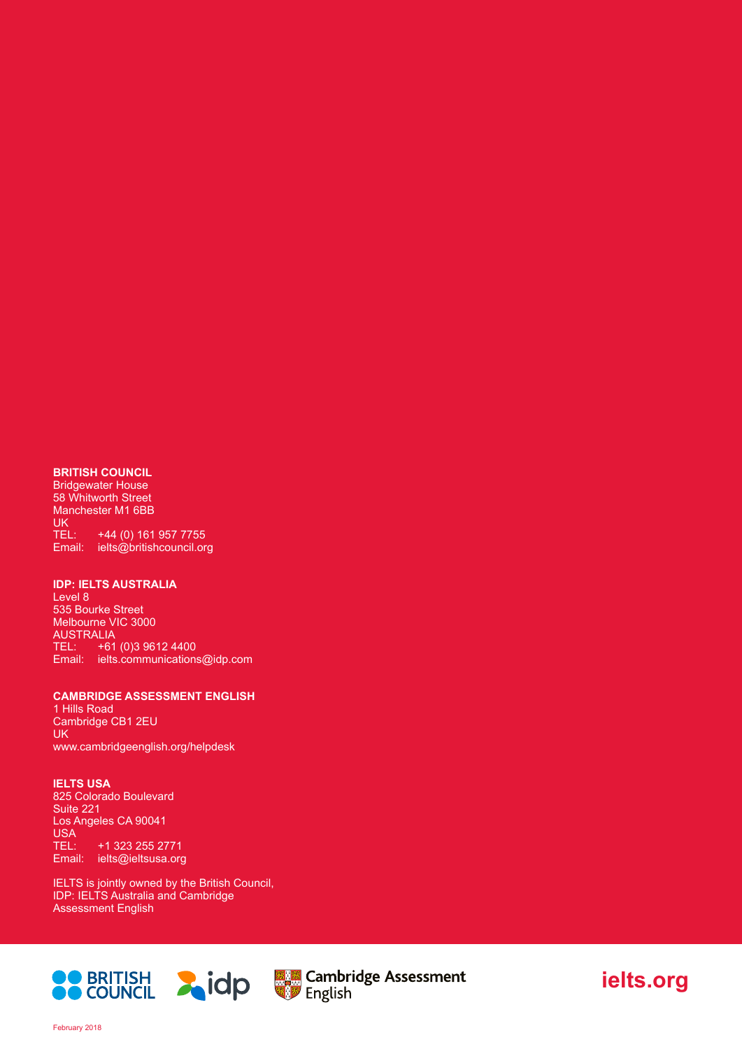**BRITISH COUNCIL**
Bridgewater House
58 Whitworth Street
Manchester M1 6BB
UK
TEL: +44 (0) 161 957 7755
Email: ielts@britishcouncil.org

**IDP: IELTS AUSTRALIA**
Level 8
535 Bourke Street
Melbourne VIC 3000
AUSTRALIA
TEL: +61 (0)3 9612 4400
Email: ielts.communications@idp.com

**CAMBRIDGE ASSESSMENT ENGLISH**
1 Hills Road
Cambridge CB1 2EU
UK
www.cambridgeenglish.org/helpdesk

**IELTS USA**
825 Colorado Boulevard
Suite 221
Los Angeles CA 90041
USA
TEL: +1 323 255 2771
Email: ielts@ieltsusa.org

IELTS is jointly owned by the British Council, IDP: IELTS Australia and Cambridge Assessment English

BRITISH COUNCIL idp Cambridge Assessment English

**ielts.org**

February 2018